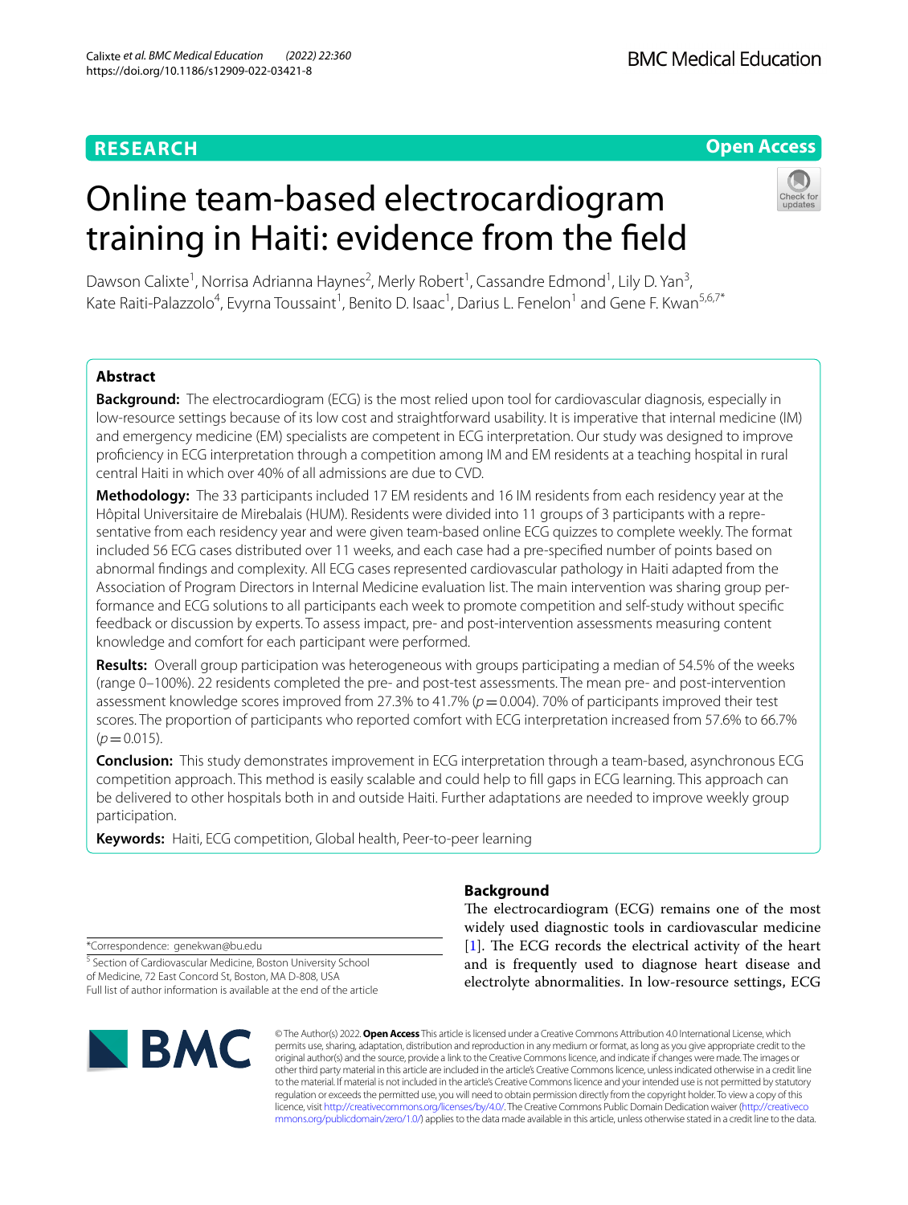RESEARCH

Open Access

# Online team-based electrocardiogram training in Haiti: evidence from the field

Dawson Calixte[1], Norrisa Adrianna Haynes[2], Merly Robert[1], Cassandre Edmond[1], Lily D. Yan[3], Kate Raiti-Palazzolo[4], Evyrna Toussaint[1], Benito D. Isaac[1], Darius L. Fenelon[1] and Gene F. Kwan[5,6,7*]

## Abstract

**Background:** The electrocardiogram (ECG) is the most relied upon tool for cardiovascular diagnosis, especially in low-resource settings because of its low cost and straightforward usability. It is imperative that internal medicine (IM) and emergency medicine (EM) specialists are competent in ECG interpretation. Our study was designed to improve proficiency in ECG interpretation through a competition among IM and EM residents at a teaching hospital in rural central Haiti in which over 40% of all admissions are due to CVD.

**Methodology:** The 33 participants included 17 EM residents and 16 IM residents from each residency year at the Hôpital Universitaire de Mirebalais (HUM). Residents were divided into 11 groups of 3 participants with a representative from each residency year and were given team-based online ECG quizzes to complete weekly. The format included 56 ECG cases distributed over 11 weeks, and each case had a pre-specified number of points based on abnormal findings and complexity. All ECG cases represented cardiovascular pathology in Haiti adapted from the Association of Program Directors in Internal Medicine evaluation list. The main intervention was sharing group performance and ECG solutions to all participants each week to promote competition and self-study without specific feedback or discussion by experts. To assess impact, pre- and post-intervention assessments measuring content knowledge and comfort for each participant were performed.

**Results:** Overall group participation was heterogeneous with groups participating a median of 54.5% of the weeks (range 0–100%). 22 residents completed the pre- and post-test assessments. The mean pre- and post-intervention assessment knowledge scores improved from 27.3% to 41.7% ($p = 0.004$). 70% of participants improved their test scores. The proportion of participants who reported comfort with ECG interpretation increased from 57.6% to 66.7% ($p = 0.015$).

**Conclusion:** This study demonstrates improvement in ECG interpretation through a team-based, asynchronous ECG competition approach. This method is easily scalable and could help to fill gaps in ECG learning. This approach can be delivered to other hospitals both in and outside Haiti. Further adaptations are needed to improve weekly group participation.

**Keywords:** Haiti, ECG competition, Global health, Peer-to-peer learning

*Correspondence: genekwan@bu.edu

[5] Section of Cardiovascular Medicine, Boston University School of Medicine, 72 East Concord St, Boston, MA D-808, USA

Full list of author information is available at the end of the article

## Background

The electrocardiogram (ECG) remains one of the most widely used diagnostic tools in cardiovascular medicine [1]. The ECG records the electrical activity of the heart and is frequently used to diagnose heart disease and electrolyte abnormalities. In low-resource settings, ECG

© The Author(s) 2022. **Open Access** This article is licensed under a Creative Commons Attribution 4.0 International License, which permits use, sharing, adaptation, distribution and reproduction in any medium or format, as long as you give appropriate credit to the original author(s) and the source, provide a link to the Creative Commons licence, and indicate if changes were made. The images or other third party material in this article are included in the article's Creative Commons licence, unless indicated otherwise in a credit line to the material. If material is not included in the article's Creative Commons licence and your intended use is not permitted by statutory regulation or exceeds the permitted use, you will need to obtain permission directly from the copyright holder. To view a copy of this licence, visit http://creativecommons.org/licenses/by/4.0/. The Creative Commons Public Domain Dedication waiver (http://creativecommons.org/publicdomain/zero/1.0/) applies to the data made available in this article, unless otherwise stated in a credit line to the data.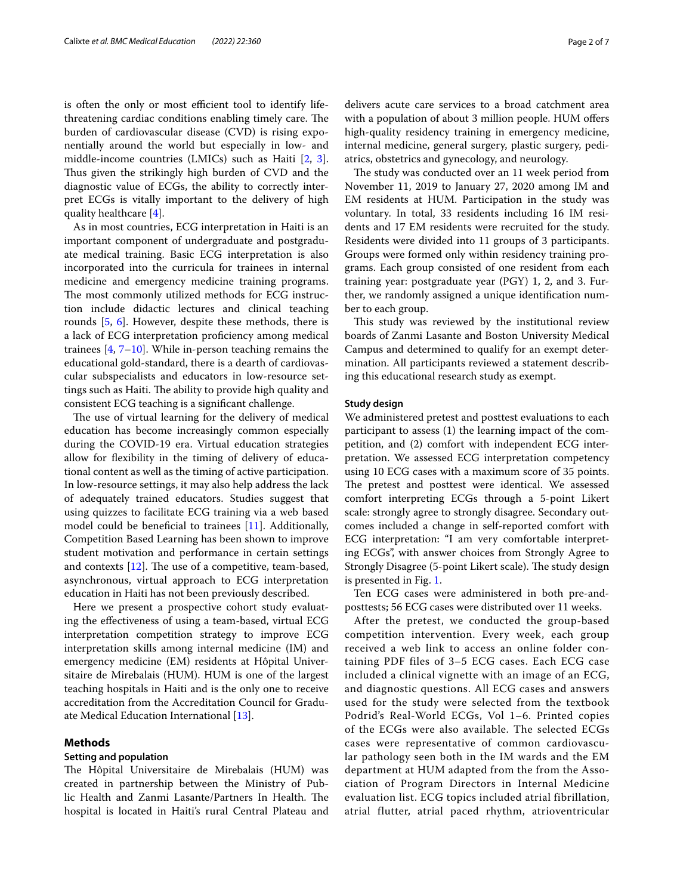is often the only or most efficient tool to identify life-threatening cardiac conditions enabling timely care. The burden of cardiovascular disease (CVD) is rising exponentially around the world but especially in low- and middle-income countries (LMICs) such as Haiti [2, 3]. Thus given the strikingly high burden of CVD and the diagnostic value of ECGs, the ability to correctly interpret ECGs is vitally important to the delivery of high quality healthcare [4].

As in most countries, ECG interpretation in Haiti is an important component of undergraduate and postgraduate medical training. Basic ECG interpretation is also incorporated into the curricula for trainees in internal medicine and emergency medicine training programs. The most commonly utilized methods for ECG instruction include didactic lectures and clinical teaching rounds [5, 6]. However, despite these methods, there is a lack of ECG interpretation proficiency among medical trainees [4, 7–10]. While in-person teaching remains the educational gold-standard, there is a dearth of cardiovascular subspecialists and educators in low-resource settings such as Haiti. The ability to provide high quality and consistent ECG teaching is a significant challenge.

The use of virtual learning for the delivery of medical education has become increasingly common especially during the COVID-19 era. Virtual education strategies allow for flexibility in the timing of delivery of educational content as well as the timing of active participation. In low-resource settings, it may also help address the lack of adequately trained educators. Studies suggest that using quizzes to facilitate ECG training via a web based model could be beneficial to trainees [11]. Additionally, Competition Based Learning has been shown to improve student motivation and performance in certain settings and contexts [12]. The use of a competitive, team-based, asynchronous, virtual approach to ECG interpretation education in Haiti has not been previously described.

Here we present a prospective cohort study evaluating the effectiveness of using a team-based, virtual ECG interpretation competition strategy to improve ECG interpretation skills among internal medicine (IM) and emergency medicine (EM) residents at Hôpital Universitaire de Mirebalais (HUM). HUM is one of the largest teaching hospitals in Haiti and is the only one to receive accreditation from the Accreditation Council for Graduate Medical Education International [13].

## Methods

### Setting and population

The Hôpital Universitaire de Mirebalais (HUM) was created in partnership between the Ministry of Public Health and Zanmi Lasante/Partners In Health. The hospital is located in Haiti's rural Central Plateau and delivers acute care services to a broad catchment area with a population of about 3 million people. HUM offers high-quality residency training in emergency medicine, internal medicine, general surgery, plastic surgery, pediatrics, obstetrics and gynecology, and neurology.

The study was conducted over an 11 week period from November 11, 2019 to January 27, 2020 among IM and EM residents at HUM. Participation in the study was voluntary. In total, 33 residents including 16 IM residents and 17 EM residents were recruited for the study. Residents were divided into 11 groups of 3 participants. Groups were formed only within residency training programs. Each group consisted of one resident from each training year: postgraduate year (PGY) 1, 2, and 3. Further, we randomly assigned a unique identification number to each group.

This study was reviewed by the institutional review boards of Zanmi Lasante and Boston University Medical Campus and determined to qualify for an exempt determination. All participants reviewed a statement describing this educational research study as exempt.

### Study design

We administered pretest and posttest evaluations to each participant to assess (1) the learning impact of the competition, and (2) comfort with independent ECG interpretation. We assessed ECG interpretation competency using 10 ECG cases with a maximum score of 35 points. The pretest and posttest were identical. We assessed comfort interpreting ECGs through a 5-point Likert scale: strongly agree to strongly disagree. Secondary outcomes included a change in self-reported comfort with ECG interpretation: "I am very comfortable interpreting ECGs", with answer choices from Strongly Agree to Strongly Disagree (5-point Likert scale). The study design is presented in Fig. 1.

Ten ECG cases were administered in both pre-and-posttests; 56 ECG cases were distributed over 11 weeks.

After the pretest, we conducted the group-based competition intervention. Every week, each group received a web link to access an online folder containing PDF files of 3–5 ECG cases. Each ECG case included a clinical vignette with an image of an ECG, and diagnostic questions. All ECG cases and answers used for the study were selected from the textbook Podrid's Real-World ECGs, Vol 1–6. Printed copies of the ECGs were also available. The selected ECGs cases were representative of common cardiovascular pathology seen both in the IM wards and the EM department at HUM adapted from the from the Association of Program Directors in Internal Medicine evaluation list. ECG topics included atrial fibrillation, atrial flutter, atrial paced rhythm, atrioventricular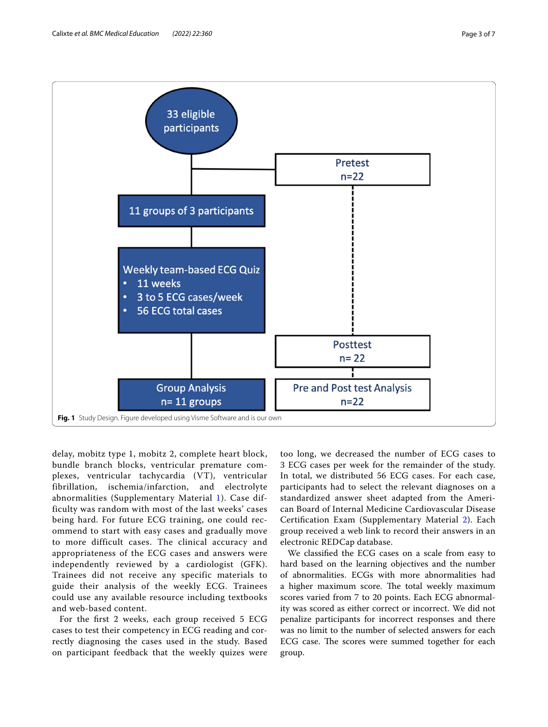33 eligible participants

Pretest n=22

11 groups of 3 participants

Weekly team-based ECG Quiz
- 11 weeks
- 3 to 5 ECG cases/week
- 56 ECG total cases

Posttest n= 22

Group Analysis n= 11 groups

Pre and Post test Analysis n=22

**Fig. 1** Study Design. Figure developed using Visme Software and is our own

delay, mobitz type 1, mobitz 2, complete heart block, bundle branch blocks, ventricular premature complexes, ventricular tachycardia (VT), ventricular fibrillation, ischemia/infarction, and electrolyte abnormalities (Supplementary Material 1). Case difficulty was random with most of the last weeks' cases being hard. For future ECG training, one could recommend to start with easy cases and gradually move to more difficult cases. The clinical accuracy and appropriateness of the ECG cases and answers were independently reviewed by a cardiologist (GFK). Trainees did not receive any specific materials to guide their analysis of the weekly ECG. Trainees could use any available resource including textbooks and web-based content.

For the first 2 weeks, each group received 5 ECG cases to test their competency in ECG reading and correctly diagnosing the cases used in the study. Based on participant feedback that the weekly quizes were too long, we decreased the number of ECG cases to 3 ECG cases per week for the remainder of the study. In total, we distributed 56 ECG cases. For each case, participants had to select the relevant diagnoses on a standardized answer sheet adapted from the American Board of Internal Medicine Cardiovascular Disease Certification Exam (Supplementary Material 2). Each group received a web link to record their answers in an electronic REDCap database.

We classified the ECG cases on a scale from easy to hard based on the learning objectives and the number of abnormalities. ECGs with more abnormalities had a higher maximum score. The total weekly maximum scores varied from 7 to 20 points. Each ECG abnormality was scored as either correct or incorrect. We did not penalize participants for incorrect responses and there was no limit to the number of selected answers for each ECG case. The scores were summed together for each group.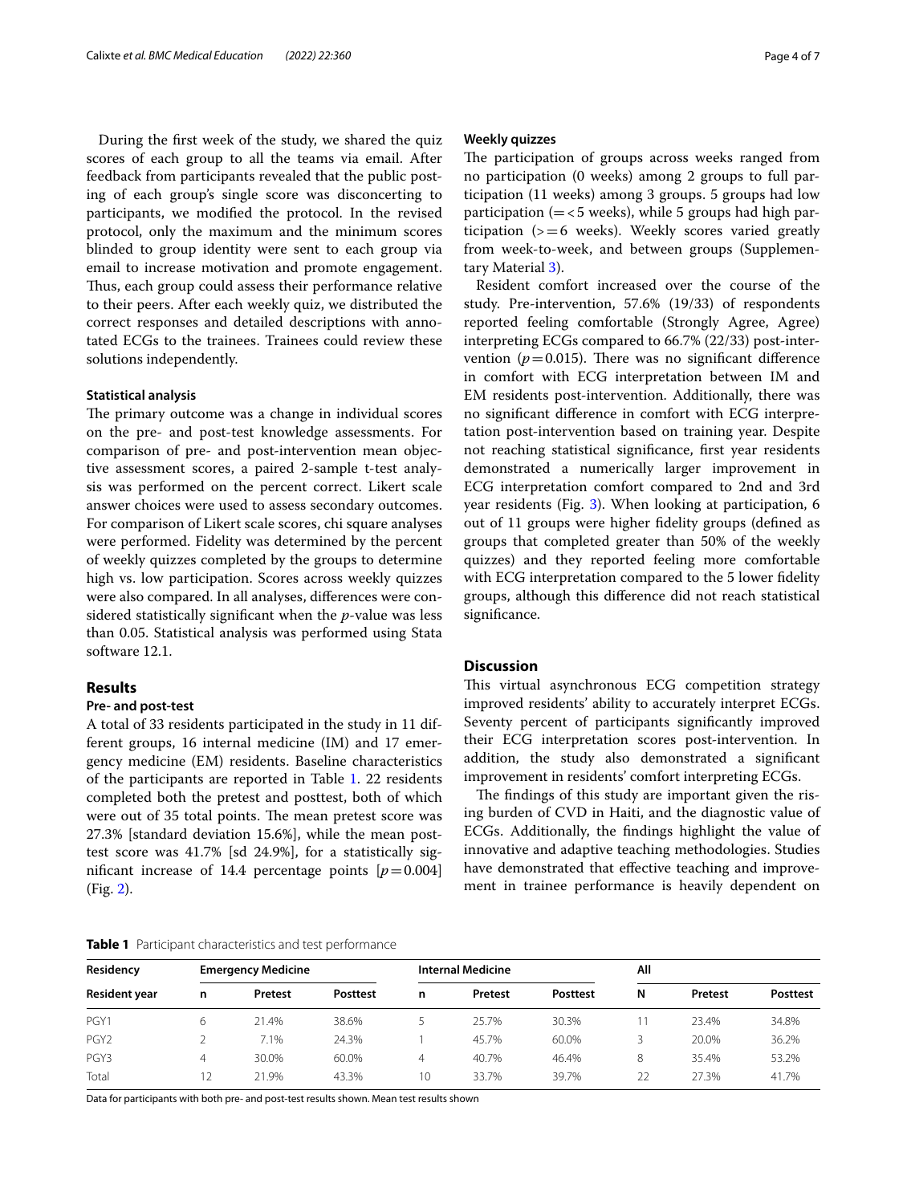During the first week of the study, we shared the quiz scores of each group to all the teams via email. After feedback from participants revealed that the public posting of each group's single score was disconcerting to participants, we modified the protocol. In the revised protocol, only the maximum and the minimum scores blinded to group identity were sent to each group via email to increase motivation and promote engagement. Thus, each group could assess their performance relative to their peers. After each weekly quiz, we distributed the correct responses and detailed descriptions with annotated ECGs to the trainees. Trainees could review these solutions independently.

#### Statistical analysis

The primary outcome was a change in individual scores on the pre- and post-test knowledge assessments. For comparison of pre- and post-intervention mean objective assessment scores, a paired 2-sample t-test analysis was performed on the percent correct. Likert scale answer choices were used to assess secondary outcomes. For comparison of Likert scale scores, chi square analyses were performed. Fidelity was determined by the percent of weekly quizzes completed by the groups to determine high vs. low participation. Scores across weekly quizzes were also compared. In all analyses, differences were considered statistically significant when the *p*-value was less than 0.05. Statistical analysis was performed using Stata software 12.1.

## Results

#### Pre- and post-test

A total of 33 residents participated in the study in 11 different groups, 16 internal medicine (IM) and 17 emergency medicine (EM) residents. Baseline characteristics of the participants are reported in Table 1. 22 residents completed both the pretest and posttest, both of which were out of 35 total points. The mean pretest score was 27.3% [standard deviation 15.6%], while the mean posttest score was 41.7% [sd 24.9%], for a statistically significant increase of 14.4 percentage points [$p = 0.004$] (Fig. 2).

#### Weekly quizzes

The participation of groups across weeks ranged from no participation (0 weeks) among 2 groups to full participation (11 weeks) among 3 groups. 5 groups had low participation (=<5 weeks), while 5 groups had high participation (>=6 weeks). Weekly scores varied greatly from week-to-week, and between groups (Supplementary Material 3).

Resident comfort increased over the course of the study. Pre-intervention, 57.6% (19/33) of respondents reported feeling comfortable (Strongly Agree, Agree) interpreting ECGs compared to 66.7% (22/33) post-intervention ($p = 0.015$). There was no significant difference in comfort with ECG interpretation between IM and EM residents post-intervention. Additionally, there was no significant difference in comfort with ECG interpretation post-intervention based on training year. Despite not reaching statistical significance, first year residents demonstrated a numerically larger improvement in ECG interpretation comfort compared to 2nd and 3rd year residents (Fig. 3). When looking at participation, 6 out of 11 groups were higher fidelity groups (defined as groups that completed greater than 50% of the weekly quizzes) and they reported feeling more comfortable with ECG interpretation compared to the 5 lower fidelity groups, although this difference did not reach statistical significance.

## Discussion

This virtual asynchronous ECG competition strategy improved residents' ability to accurately interpret ECGs. Seventy percent of participants significantly improved their ECG interpretation scores post-intervention. In addition, the study also demonstrated a significant improvement in residents' comfort interpreting ECGs.

The findings of this study are important given the rising burden of CVD in Haiti, and the diagnostic value of ECGs. Additionally, the findings highlight the value of innovative and adaptive teaching methodologies. Studies have demonstrated that effective teaching and improvement in trainee performance is heavily dependent on

**Table 1** Participant characteristics and test performance

| Residency | Emergency Medicine | | | Internal Medicine | | | All | | |
|---|---|---|---|---|---|---|---|---|---|
| Resident year | n | Pretest | Posttest | n | Pretest | Posttest | N | Pretest | Posttest |
| PGY1 | 6 | 21.4% | 38.6% | 5 | 25.7% | 30.3% | 11 | 23.4% | 34.8% |
| PGY2 | 2 | 7.1% | 24.3% | 1 | 45.7% | 60.0% | 3 | 20.0% | 36.2% |
| PGY3 | 4 | 30.0% | 60.0% | 4 | 40.7% | 46.4% | 8 | 35.4% | 53.2% |
| Total | 12 | 21.9% | 43.3% | 10 | 33.7% | 39.7% | 22 | 27.3% | 41.7% |

Data for participants with both pre- and post-test results shown. Mean test results shown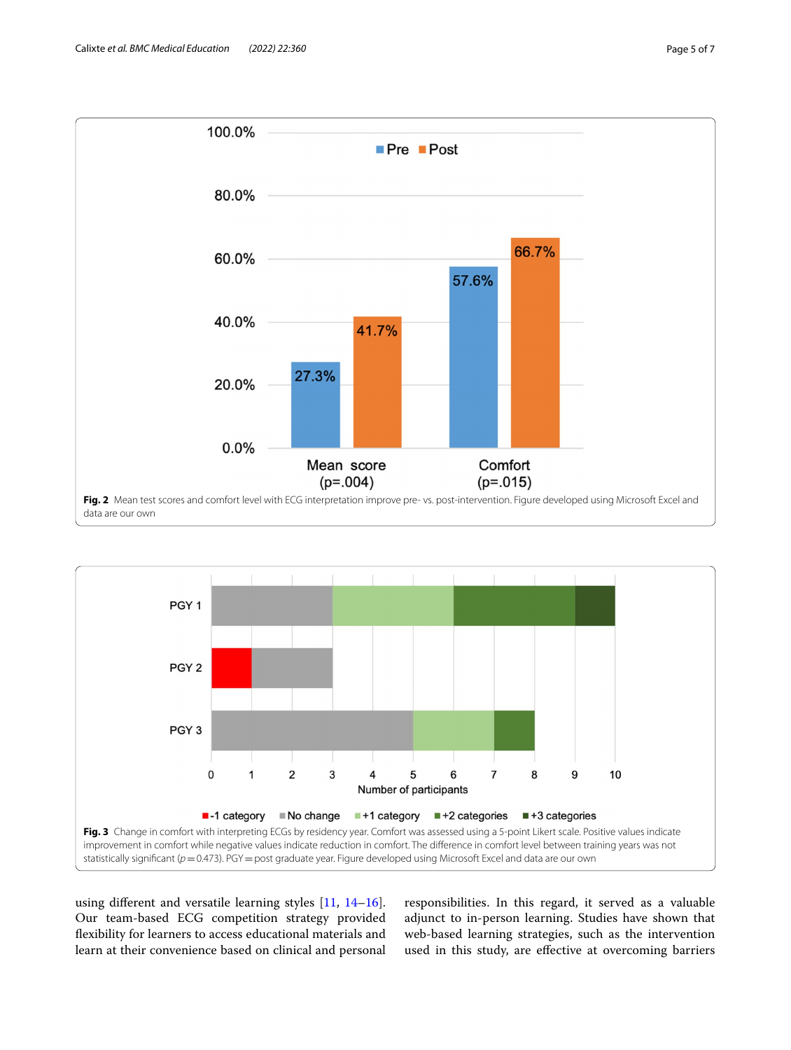Fig. 2 Mean test scores and comfort level with ECG interpretation improve pre- vs. post-intervention. Figure developed using Microsoft Excel and data are our own

Fig. 3 Change in comfort with interpreting ECGs by residency year. Comfort was assessed using a 5-point Likert scale. Positive values indicate improvement in comfort while negative values indicate reduction in comfort. The difference in comfort level between training years was not statistically significant ($p = 0.473$). PGY = post graduate year. Figure developed using Microsoft Excel and data are our own

using different and versatile learning styles [11, 14–16]. Our team-based ECG competition strategy provided flexibility for learners to access educational materials and learn at their convenience based on clinical and personal responsibilities. In this regard, it served as a valuable adjunct to in-person learning. Studies have shown that web-based learning strategies, such as the intervention used in this study, are effective at overcoming barriers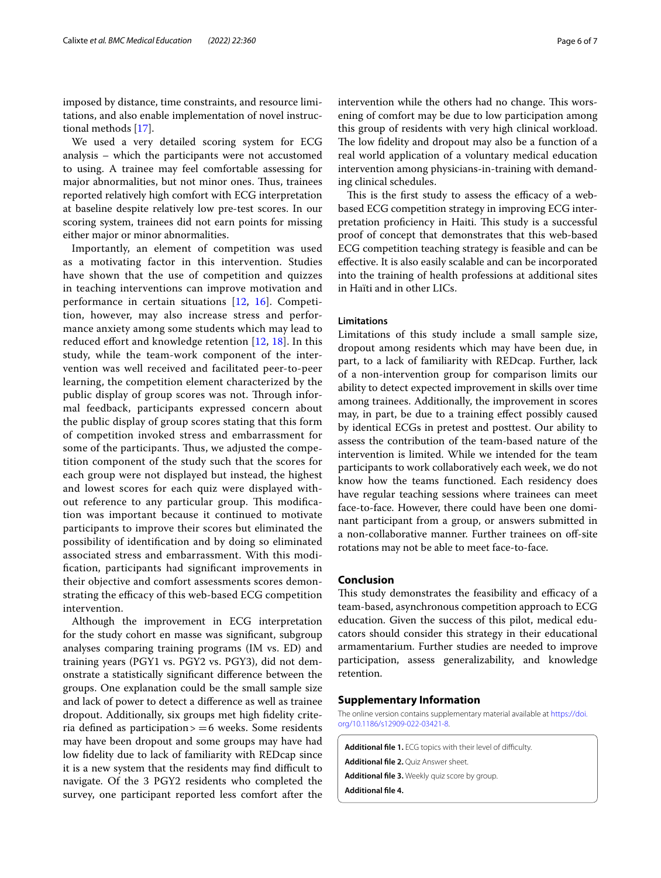imposed by distance, time constraints, and resource limitations, and also enable implementation of novel instructional methods [17].

We used a very detailed scoring system for ECG analysis – which the participants were not accustomed to using. A trainee may feel comfortable assessing for major abnormalities, but not minor ones. Thus, trainees reported relatively high comfort with ECG interpretation at baseline despite relatively low pre-test scores. In our scoring system, trainees did not earn points for missing either major or minor abnormalities.

Importantly, an element of competition was used as a motivating factor in this intervention. Studies have shown that the use of competition and quizzes in teaching interventions can improve motivation and performance in certain situations [12, 16]. Competition, however, may also increase stress and performance anxiety among some students which may lead to reduced effort and knowledge retention [12, 18]. In this study, while the team-work component of the intervention was well received and facilitated peer-to-peer learning, the competition element characterized by the public display of group scores was not. Through informal feedback, participants expressed concern about the public display of group scores stating that this form of competition invoked stress and embarrassment for some of the participants. Thus, we adjusted the competition component of the study such that the scores for each group were not displayed but instead, the highest and lowest scores for each quiz were displayed without reference to any particular group. This modification was important because it continued to motivate participants to improve their scores but eliminated the possibility of identification and by doing so eliminated associated stress and embarrassment. With this modification, participants had significant improvements in their objective and comfort assessments scores demonstrating the efficacy of this web-based ECG competition intervention.

Although the improvement in ECG interpretation for the study cohort en masse was significant, subgroup analyses comparing training programs (IM vs. ED) and training years (PGY1 vs. PGY2 vs. PGY3), did not demonstrate a statistically significant difference between the groups. One explanation could be the small sample size and lack of power to detect a difference as well as trainee dropout. Additionally, six groups met high fidelity criteria defined as participation > =6 weeks. Some residents may have been dropout and some groups may have had low fidelity due to lack of familiarity with REDcap since it is a new system that the residents may find difficult to navigate. Of the 3 PGY2 residents who completed the survey, one participant reported less comfort after the intervention while the others had no change. This worsening of comfort may be due to low participation among this group of residents with very high clinical workload. The low fidelity and dropout may also be a function of a real world application of a voluntary medical education intervention among physicians-in-training with demanding clinical schedules.

This is the first study to assess the efficacy of a web-based ECG competition strategy in improving ECG interpretation proficiency in Haiti. This study is a successful proof of concept that demonstrates that this web-based ECG competition teaching strategy is feasible and can be effective. It is also easily scalable and can be incorporated into the training of health professions at additional sites in Haïti and in other LICs.

### Limitations

Limitations of this study include a small sample size, dropout among residents which may have been due, in part, to a lack of familiarity with REDcap. Further, lack of a non-intervention group for comparison limits our ability to detect expected improvement in skills over time among trainees. Additionally, the improvement in scores may, in part, be due to a training effect possibly caused by identical ECGs in pretest and posttest. Our ability to assess the contribution of the team-based nature of the intervention is limited. While we intended for the team participants to work collaboratively each week, we do not know how the teams functioned. Each residency does have regular teaching sessions where trainees can meet face-to-face. However, there could have been one dominant participant from a group, or answers submitted in a non-collaborative manner. Further trainees on off-site rotations may not be able to meet face-to-face.

## Conclusion

This study demonstrates the feasibility and efficacy of a team-based, asynchronous competition approach to ECG education. Given the success of this pilot, medical educators should consider this strategy in their educational armamentarium. Further studies are needed to improve participation, assess generalizability, and knowledge retention.

## Supplementary Information

The online version contains supplementary material available at https://doi.org/10.1186/s12909-022-03421-8.

**Additional file 1.** ECG topics with their level of difficulty.

**Additional file 2.** Quiz Answer sheet.

**Additional file 3.** Weekly quiz score by group.

**Additional file 4.**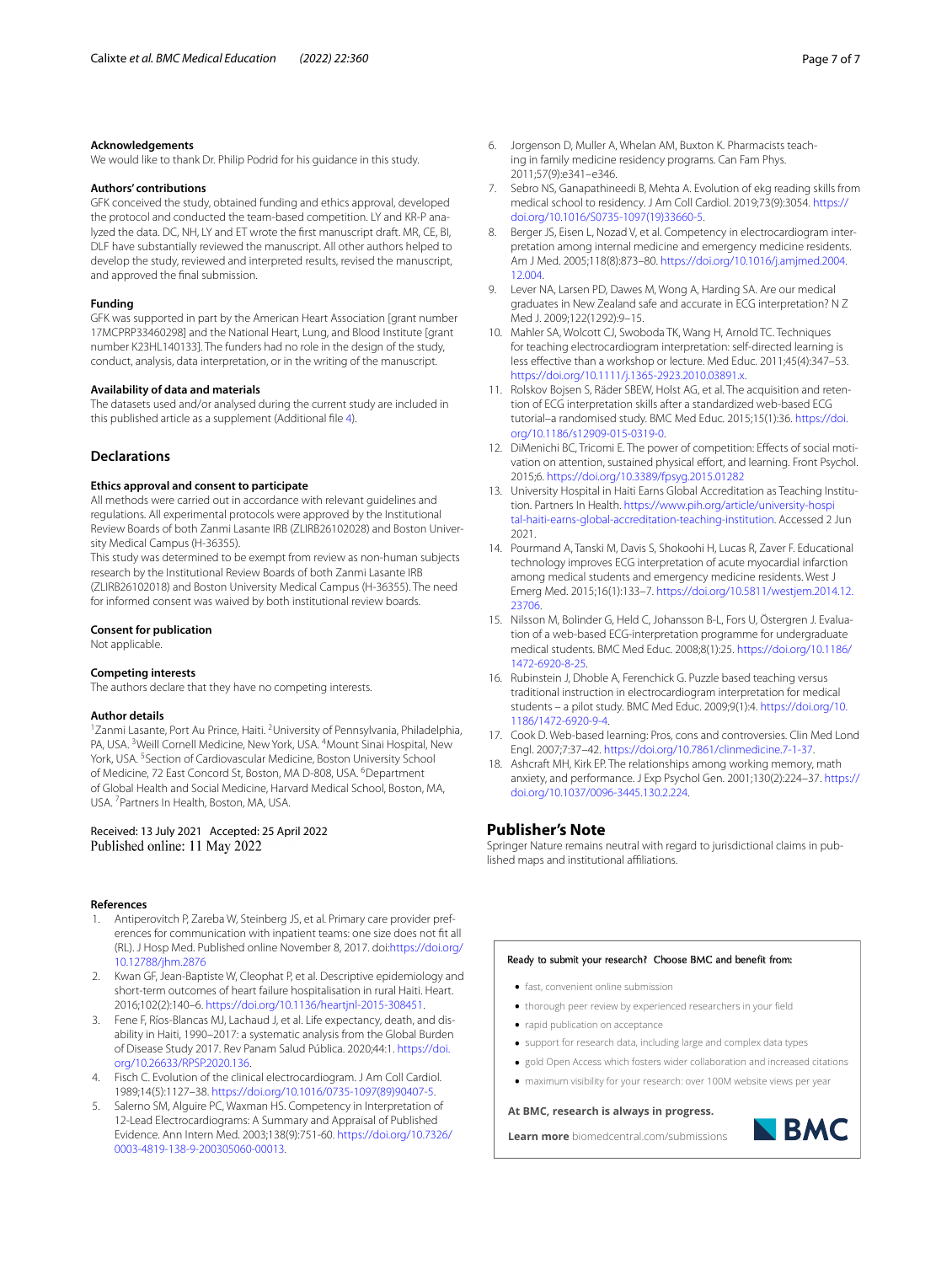#### Acknowledgements

We would like to thank Dr. Philip Podrid for his guidance in this study.

#### Authors' contributions

GFK conceived the study, obtained funding and ethics approval, developed the protocol and conducted the team-based competition. LY and KR-P analyzed the data. DC, NH, LY and ET wrote the first manuscript draft. MR, CE, BI, DLF have substantially reviewed the manuscript. All other authors helped to develop the study, reviewed and interpreted results, revised the manuscript, and approved the final submission.

#### Funding

GFK was supported in part by the American Heart Association [grant number 17MCPRP33460298] and the National Heart, Lung, and Blood Institute [grant number K23HL140133]. The funders had no role in the design of the study, conduct, analysis, data interpretation, or in the writing of the manuscript.

#### Availability of data and materials

The datasets used and/or analysed during the current study are included in this published article as a supplement (Additional file 4).

## Declarations

#### Ethics approval and consent to participate

All methods were carried out in accordance with relevant guidelines and regulations. All experimental protocols were approved by the Institutional Review Boards of both Zanmi Lasante IRB (ZLIRB26102028) and Boston University Medical Campus (H-36355).

This study was determined to be exempt from review as non-human subjects research by the Institutional Review Boards of both Zanmi Lasante IRB (ZLIRB26102018) and Boston University Medical Campus (H-36355). The need for informed consent was waived by both institutional review boards.

#### Consent for publication

Not applicable.

#### Competing interests

The authors declare that they have no competing interests.

#### Author details

[1]Zanmi Lasante, Port Au Prince, Haiti. [2]University of Pennsylvania, Philadelphia, PA, USA. [3]Weill Cornell Medicine, New York, USA. [4]Mount Sinai Hospital, New York, USA. [5]Section of Cardiovascular Medicine, Boston University School of Medicine, 72 East Concord St, Boston, MA D-808, USA. [6]Department of Global Health and Social Medicine, Harvard Medical School, Boston, MA, USA. [7]Partners In Health, Boston, MA, USA.

Received: 13 July 2021 Accepted: 25 April 2022
Published online: 11 May 2022

#### References

1. Antiperovitch P, Zareba W, Steinberg JS, et al. Primary care provider preferences for communication with inpatient teams: one size does not fit all (RL). J Hosp Med. Published online November 8, 2017. doi:https://doi.org/10.12788/jhm.2876
2. Kwan GF, Jean-Baptiste W, Cleophat P, et al. Descriptive epidemiology and short-term outcomes of heart failure hospitalisation in rural Haiti. Heart. 2016;102(2):140–6. https://doi.org/10.1136/heartjnl-2015-308451.
3. Fene F, Ríos-Blancas MJ, Lachaud J, et al. Life expectancy, death, and disability in Haiti, 1990–2017: a systematic analysis from the Global Burden of Disease Study 2017. Rev Panam Salud Pública. 2020;44:1. https://doi.org/10.26633/RPSP.2020.136.
4. Fisch C. Evolution of the clinical electrocardiogram. J Am Coll Cardiol. 1989;14(5):1127–38. https://doi.org/10.1016/0735-1097(89)90407-5.
5. Salerno SM, Alguire PC, Waxman HS. Competency in Interpretation of 12-Lead Electrocardiograms: A Summary and Appraisal of Published Evidence. Ann Intern Med. 2003;138(9):751-60. https://doi.org/10.7326/0003-4819-138-9-200305060-00013.
6. Jorgenson D, Muller A, Whelan AM, Buxton K. Pharmacists teaching in family medicine residency programs. Can Fam Phys. 2011;57(9):e341–e346.
7. Sebro NS, Ganapathineedi B, Mehta A. Evolution of ekg reading skills from medical school to residency. J Am Coll Cardiol. 2019;73(9):3054. https://doi.org/10.1016/S0735-1097(19)33660-5.
8. Berger JS, Eisen L, Nozad V, et al. Competency in electrocardiogram interpretation among internal medicine and emergency medicine residents. Am J Med. 2005;118(8):873–80. https://doi.org/10.1016/j.amjmed.2004.12.004.
9. Lever NA, Larsen PD, Dawes M, Wong A, Harding SA. Are our medical graduates in New Zealand safe and accurate in ECG interpretation? N Z Med J. 2009;122(1292):9–15.
10. Mahler SA, Wolcott CJ, Swoboda TK, Wang H, Arnold TC. Techniques for teaching electrocardiogram interpretation: self-directed learning is less effective than a workshop or lecture. Med Educ. 2011;45(4):347–53. https://doi.org/10.1111/j.1365-2923.2010.03891.x.
11. Rolskov Bojsen S, Räder SBEW, Holst AG, et al. The acquisition and retention of ECG interpretation skills after a standardized web-based ECG tutorial–a randomised study. BMC Med Educ. 2015;15(1):36. https://doi.org/10.1186/s12909-015-0319-0.
12. DiMenichi BC, Tricomi E. The power of competition: Effects of social motivation on attention, sustained physical effort, and learning. Front Psychol. 2015;6. https://doi.org/10.3389/fpsyg.2015.01282
13. University Hospital in Haiti Earns Global Accreditation as Teaching Institution. Partners In Health. https://www.pih.org/article/university-hospital-haiti-earns-global-accreditation-teaching-institution. Accessed 2 Jun 2021.
14. Pourmand A, Tanski M, Davis S, Shokoohi H, Lucas R, Zaver F. Educational technology improves ECG interpretation of acute myocardial infarction among medical students and emergency medicine residents. West J Emerg Med. 2015;16(1):133–7. https://doi.org/10.5811/westjem.2014.12.23706.
15. Nilsson M, Bolinder G, Held C, Johansson B-L, Fors U, Östergren J. Evaluation of a web-based ECG-interpretation programme for undergraduate medical students. BMC Med Educ. 2008;8(1):25. https://doi.org/10.1186/1472-6920-8-25.
16. Rubinstein J, Dhoble A, Ferenchick G. Puzzle based teaching versus traditional instruction in electrocardiogram interpretation for medical students – a pilot study. BMC Med Educ. 2009;9(1):4. https://doi.org/10.1186/1472-6920-9-4.
17. Cook D. Web-based learning: Pros, cons and controversies. Clin Med Lond Engl. 2007;7:37–42. https://doi.org/10.7861/clinmedicine.7-1-37.
18. Ashcraft MH, Kirk EP. The relationships among working memory, math anxiety, and performance. J Exp Psychol Gen. 2001;130(2):224–37. https://doi.org/10.1037/0096-3445.130.2.224.

## Publisher's Note

Springer Nature remains neutral with regard to jurisdictional claims in published maps and institutional affiliations.

Ready to submit your research? Choose BMC and benefit from:

- fast, convenient online submission
- thorough peer review by experienced researchers in your field
- rapid publication on acceptance
- support for research data, including large and complex data types
- gold Open Access which fosters wider collaboration and increased citations
- maximum visibility for your research: over 100M website views per year

**At BMC, research is always in progress.**

**Learn more** biomedcentral.com/submissions

BMC